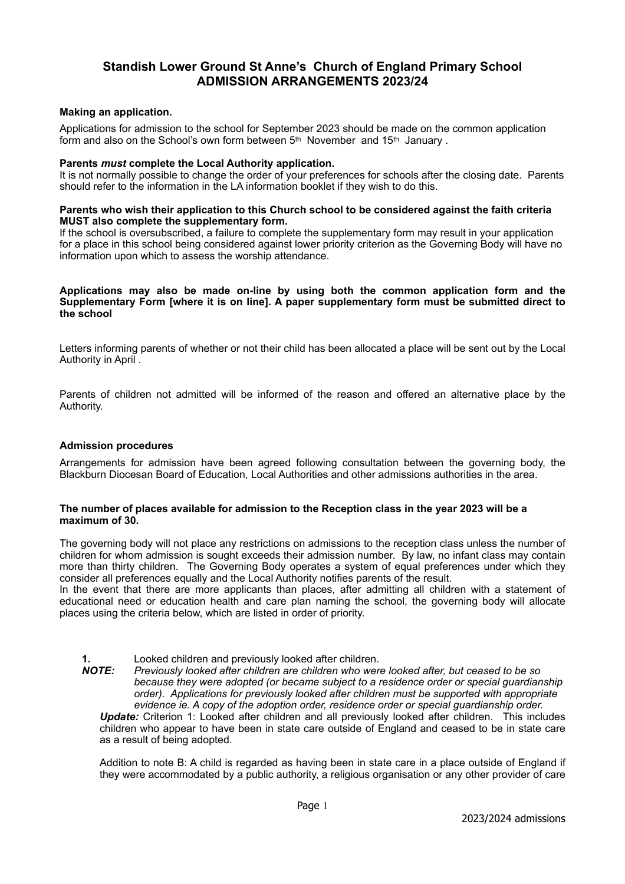# Standish Lower Ground St Anne's Church of England Primary School
## ADMISSION ARRANGEMENTS 2023/24

**Making an application.**

Applications for admission to the school for September 2023 should be made on the common application form and also on the School's own form between 5th November and 15th January .

**Parents *must* complete the Local Authority application.**
It is not normally possible to change the order of your preferences for schools after the closing date. Parents should refer to the information in the LA information booklet if they wish to do this.

**Parents who wish their application to this Church school to be considered against the faith criteria MUST also complete the supplementary form.**
If the school is oversubscribed, a failure to complete the supplementary form may result in your application for a place in this school being considered against lower priority criterion as the Governing Body will have no information upon which to assess the worship attendance.

**Applications may also be made on-line by using both the common application form and the Supplementary Form [where it is on line]. A paper supplementary form must be submitted direct to the school**

Letters informing parents of whether or not their child has been allocated a place will be sent out by the Local Authority in April .

Parents of children not admitted will be informed of the reason and offered an alternative place by the Authority.

**Admission procedures**

Arrangements for admission have been agreed following consultation between the governing body, the Blackburn Diocesan Board of Education, Local Authorities and other admissions authorities in the area.

**The number of places available for admission to the Reception class in the year 2023 will be a maximum of 30.**

The governing body will not place any restrictions on admissions to the reception class unless the number of children for whom admission is sought exceeds their admission number. By law, no infant class may contain more than thirty children. The Governing Body operates a system of equal preferences under which they consider all preferences equally and the Local Authority notifies parents of the result.
In the event that there are more applicants than places, after admitting all children with a statement of educational need or education health and care plan naming the school, the governing body will allocate places using the criteria below, which are listed in order of priority.

**1.** Looked children and previously looked after children.

***NOTE:*** *Previously looked after children are children who were looked after, but ceased to be so because they were adopted (or became subject to a residence order or special guardianship order). Applications for previously looked after children must be supported with appropriate evidence ie. A copy of the adoption order, residence order or special guardianship order.*

***Update:*** Criterion 1: Looked after children and all previously looked after children. This includes children who appear to have been in state care outside of England and ceased to be in state care as a result of being adopted.

Addition to note B: A child is regarded as having been in state care in a place outside of England if they were accommodated by a public authority, a religious organisation or any other provider of care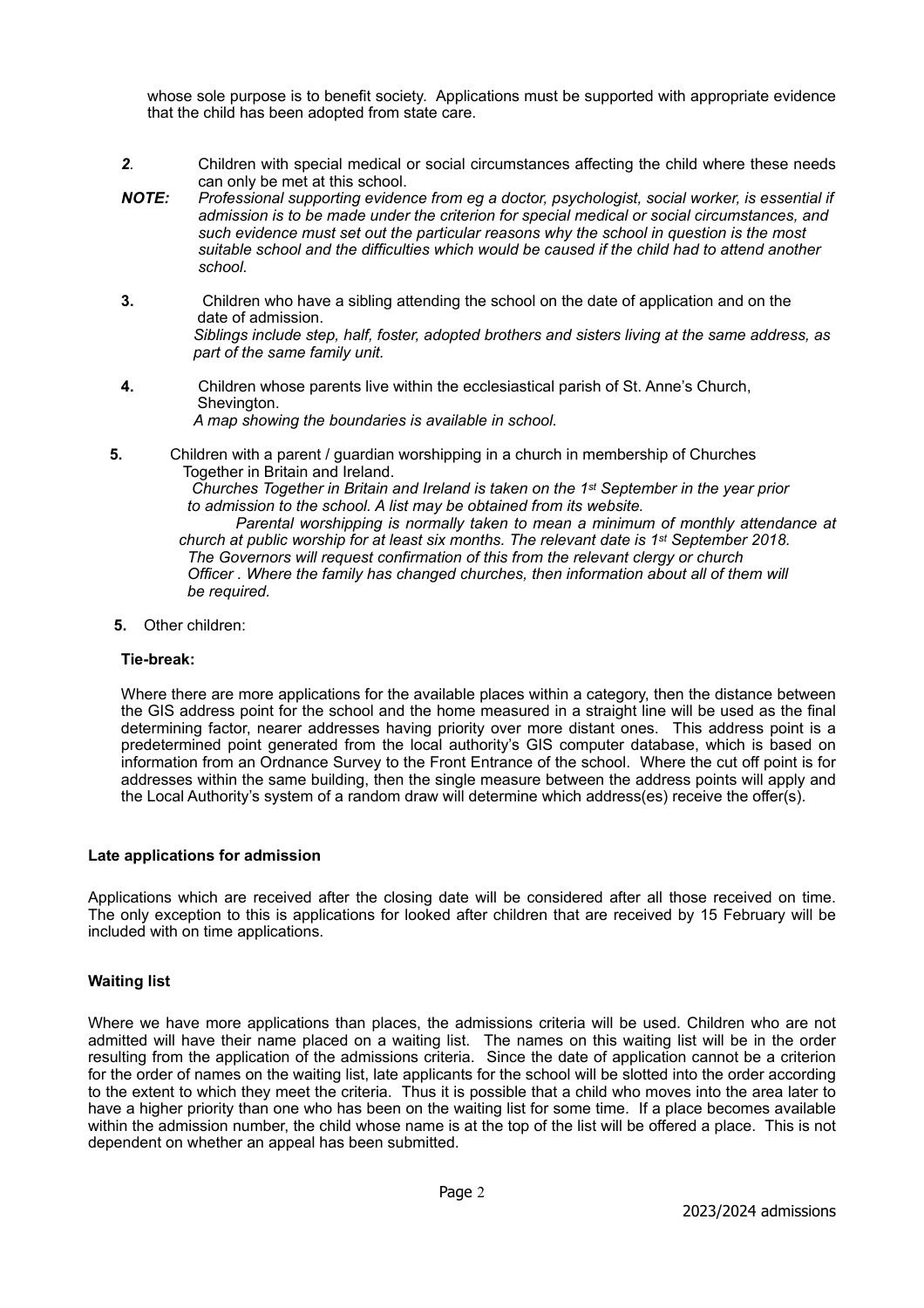whose sole purpose is to benefit society. Applications must be supported with appropriate evidence that the child has been adopted from state care.

***2.*** Children with special medical or social circumstances affecting the child where these needs can only be met at this school.

***NOTE:*** *Professional supporting evidence from eg a doctor, psychologist, social worker, is essential if admission is to be made under the criterion for special medical or social circumstances, and such evidence must set out the particular reasons why the school in question is the most suitable school and the difficulties which would be caused if the child had to attend another school.*

**3.** Children who have a sibling attending the school on the date of application and on the date of admission.
*Siblings include step, half, foster, adopted brothers and sisters living at the same address, as part of the same family unit.*

**4.** Children whose parents live within the ecclesiastical parish of St. Anne's Church, Shevington.
*A map showing the boundaries is available in school.*

**5.** Children with a parent / guardian worshipping in a church in membership of Churches Together in Britain and Ireland.
*Churches Together in Britain and Ireland is taken on the 1st September in the year prior to admission to the school. A list may be obtained from its website.*
*Parental worshipping is normally taken to mean a minimum of monthly attendance at church at public worship for at least six months. The relevant date is 1st September 2018. The Governors will request confirmation of this from the relevant clergy or church Officer . Where the family has changed churches, then information about all of them will be required.*

**5.** Other children:

**Tie-break:**

Where there are more applications for the available places within a category, then the distance between the GIS address point for the school and the home measured in a straight line will be used as the final determining factor, nearer addresses having priority over more distant ones. This address point is a predetermined point generated from the local authority's GIS computer database, which is based on information from an Ordnance Survey to the Front Entrance of the school. Where the cut off point is for addresses within the same building, then the single measure between the address points will apply and the Local Authority's system of a random draw will determine which address(es) receive the offer(s).

**Late applications for admission**

Applications which are received after the closing date will be considered after all those received on time. The only exception to this is applications for looked after children that are received by 15 February will be included with on time applications.

**Waiting list**

Where we have more applications than places, the admissions criteria will be used. Children who are not admitted will have their name placed on a waiting list. The names on this waiting list will be in the order resulting from the application of the admissions criteria. Since the date of application cannot be a criterion for the order of names on the waiting list, late applicants for the school will be slotted into the order according to the extent to which they meet the criteria. Thus it is possible that a child who moves into the area later to have a higher priority than one who has been on the waiting list for some time. If a place becomes available within the admission number, the child whose name is at the top of the list will be offered a place. This is not dependent on whether an appeal has been submitted.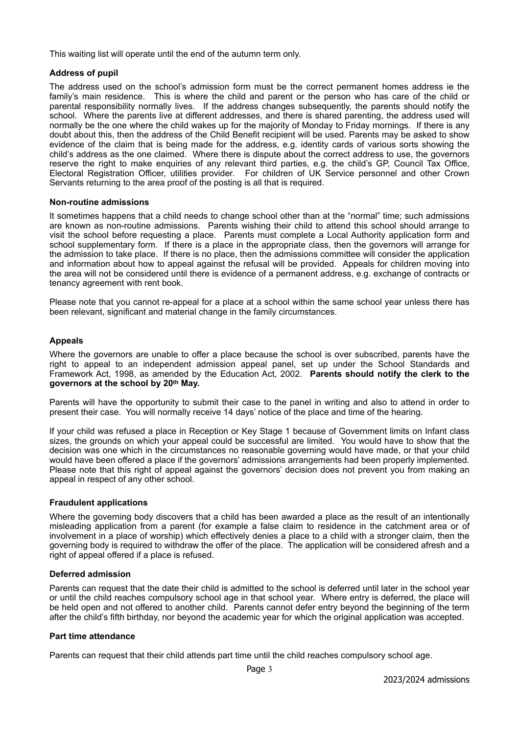This waiting list will operate until the end of the autumn term only.

**Address of pupil**

The address used on the school's admission form must be the correct permanent homes address ie the family's main residence. This is where the child and parent or the person who has care of the child or parental responsibility normally lives. If the address changes subsequently, the parents should notify the school. Where the parents live at different addresses, and there is shared parenting, the address used will normally be the one where the child wakes up for the majority of Monday to Friday mornings. If there is any doubt about this, then the address of the Child Benefit recipient will be used. Parents may be asked to show evidence of the claim that is being made for the address, e.g. identity cards of various sorts showing the child's address as the one claimed. Where there is dispute about the correct address to use, the governors reserve the right to make enquiries of any relevant third parties, e.g. the child's GP, Council Tax Office, Electoral Registration Officer, utilities provider. For children of UK Service personnel and other Crown Servants returning to the area proof of the posting is all that is required.

**Non-routine admissions**

It sometimes happens that a child needs to change school other than at the "normal" time; such admissions are known as non-routine admissions. Parents wishing their child to attend this school should arrange to visit the school before requesting a place. Parents must complete a Local Authority application form and school supplementary form. If there is a place in the appropriate class, then the governors will arrange for the admission to take place. If there is no place, then the admissions committee will consider the application and information about how to appeal against the refusal will be provided. Appeals for children moving into the area will not be considered until there is evidence of a permanent address, e.g. exchange of contracts or tenancy agreement with rent book.

Please note that you cannot re-appeal for a place at a school within the same school year unless there has been relevant, significant and material change in the family circumstances.

**Appeals**

Where the governors are unable to offer a place because the school is over subscribed, parents have the right to appeal to an independent admission appeal panel, set up under the School Standards and Framework Act, 1998, as amended by the Education Act, 2002. **Parents should notify the clerk to the governors at the school by 20th May.**

Parents will have the opportunity to submit their case to the panel in writing and also to attend in order to present their case. You will normally receive 14 days' notice of the place and time of the hearing.

If your child was refused a place in Reception or Key Stage 1 because of Government limits on Infant class sizes, the grounds on which your appeal could be successful are limited. You would have to show that the decision was one which in the circumstances no reasonable governing would have made, or that your child would have been offered a place if the governors' admissions arrangements had been properly implemented. Please note that this right of appeal against the governors' decision does not prevent you from making an appeal in respect of any other school.

**Fraudulent applications**

Where the governing body discovers that a child has been awarded a place as the result of an intentionally misleading application from a parent (for example a false claim to residence in the catchment area or of involvement in a place of worship) which effectively denies a place to a child with a stronger claim, then the governing body is required to withdraw the offer of the place. The application will be considered afresh and a right of appeal offered if a place is refused.

**Deferred admission**

Parents can request that the date their child is admitted to the school is deferred until later in the school year or until the child reaches compulsory school age in that school year. Where entry is deferred, the place will be held open and not offered to another child. Parents cannot defer entry beyond the beginning of the term after the child's fifth birthday, nor beyond the academic year for which the original application was accepted.

**Part time attendance**

Parents can request that their child attends part time until the child reaches compulsory school age.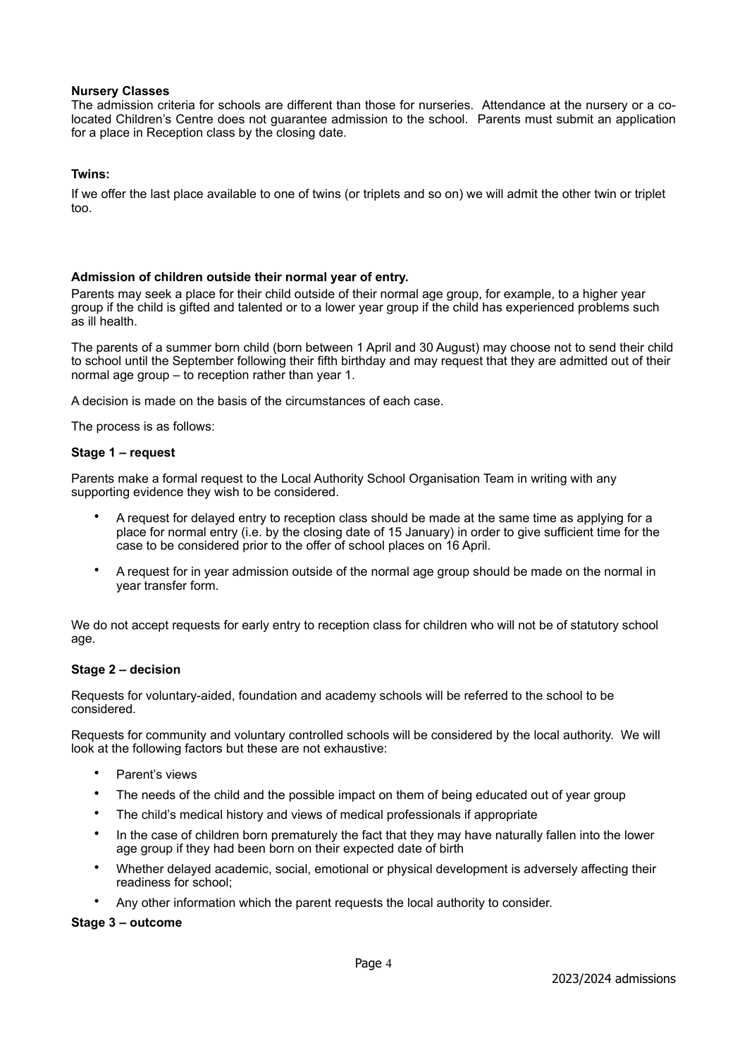**Nursery Classes**

The admission criteria for schools are different than those for nurseries. Attendance at the nursery or a co-located Children's Centre does not guarantee admission to the school. Parents must submit an application for a place in Reception class by the closing date.

**Twins:**

If we offer the last place available to one of twins (or triplets and so on) we will admit the other twin or triplet too.

**Admission of children outside their normal year of entry.**

Parents may seek a place for their child outside of their normal age group, for example, to a higher year group if the child is gifted and talented or to a lower year group if the child has experienced problems such as ill health.

The parents of a summer born child (born between 1 April and 30 August) may choose not to send their child to school until the September following their fifth birthday and may request that they are admitted out of their normal age group – to reception rather than year 1.

A decision is made on the basis of the circumstances of each case.

The process is as follows:

**Stage 1 – request**

Parents make a formal request to the Local Authority School Organisation Team in writing with any supporting evidence they wish to be considered.

- A request for delayed entry to reception class should be made at the same time as applying for a place for normal entry (i.e. by the closing date of 15 January) in order to give sufficient time for the case to be considered prior to the offer of school places on 16 April.
- A request for in year admission outside of the normal age group should be made on the normal in year transfer form.

We do not accept requests for early entry to reception class for children who will not be of statutory school age.

**Stage 2 – decision**

Requests for voluntary-aided, foundation and academy schools will be referred to the school to be considered.

Requests for community and voluntary controlled schools will be considered by the local authority. We will look at the following factors but these are not exhaustive:

- Parent's views
- The needs of the child and the possible impact on them of being educated out of year group
- The child's medical history and views of medical professionals if appropriate
- In the case of children born prematurely the fact that they may have naturally fallen into the lower age group if they had been born on their expected date of birth
- Whether delayed academic, social, emotional or physical development is adversely affecting their readiness for school;
- Any other information which the parent requests the local authority to consider.

**Stage 3 – outcome**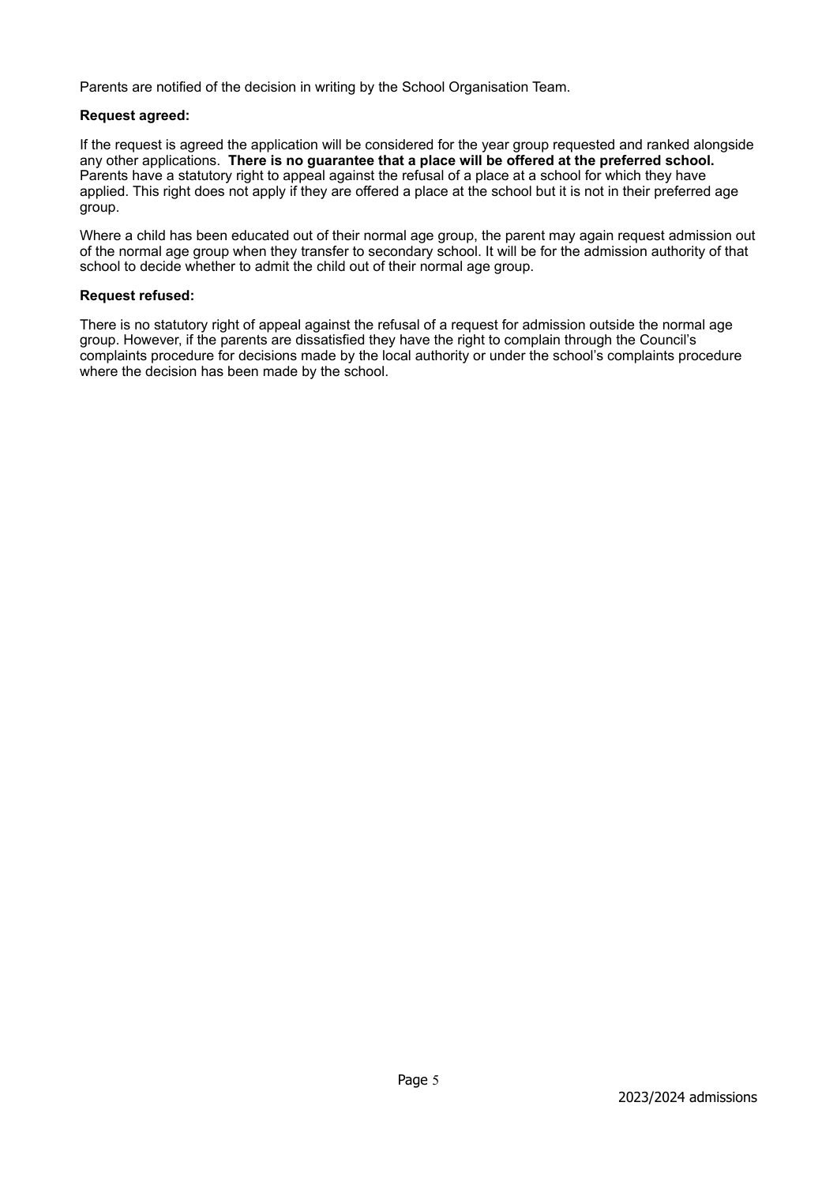Parents are notified of the decision in writing by the School Organisation Team.

**Request agreed:**

If the request is agreed the application will be considered for the year group requested and ranked alongside any other applications. **There is no guarantee that a place will be offered at the preferred school.** Parents have a statutory right to appeal against the refusal of a place at a school for which they have applied. This right does not apply if they are offered a place at the school but it is not in their preferred age group.

Where a child has been educated out of their normal age group, the parent may again request admission out of the normal age group when they transfer to secondary school. It will be for the admission authority of that school to decide whether to admit the child out of their normal age group.

**Request refused:**

There is no statutory right of appeal against the refusal of a request for admission outside the normal age group. However, if the parents are dissatisfied they have the right to complain through the Council's complaints procedure for decisions made by the local authority or under the school's complaints procedure where the decision has been made by the school.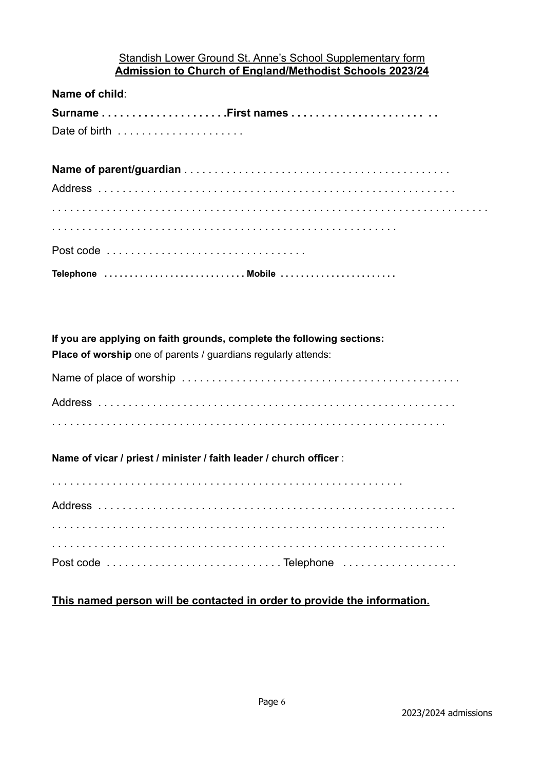Standish Lower Ground St. Anne's School Supplementary form

**Admission to Church of England/Methodist Schools 2023/24**

**Name of child**:

**Surname . . . . . . . . . . . . . . . . . . . . .First names . . . . . . . . . . . . . . . . . . . . . . . . .**

Date of birth . . . . . . . . . . . . . . . . . . . .

**Name of parent/guardian** . . . . . . . . . . . . . . . . . . . . . . . . . . . . . . . . . . . . . . . . . . . .

Address . . . . . . . . . . . . . . . . . . . . . . . . . . . . . . . . . . . . . . . . . . . . . . . . . . . . . . . . . .

. . . . . . . . . . . . . . . . . . . . . . . . . . . . . . . . . . . . . . . . . . . . . . . . . . . . . . . . . . . . . . . . . .

. . . . . . . . . . . . . . . . . . . . . . . . . . . . . . . . . . . . . . . . . . . . . . . . . . . . . . .

Post code . . . . . . . . . . . . . . . . . . . . . . . . . . . . . . . .

**Telephone . . . . . . . . . . . . . . . . . . . . . . . . . . . Mobile . . . . . . . . . . . . . . . . . . . . . .**

**If you are applying on faith grounds, complete the following sections:**

**Place of worship** one of parents / guardians regularly attends:

Name of place of worship . . . . . . . . . . . . . . . . . . . . . . . . . . . . . . . . . . . . . . . . . . . . .

Address . . . . . . . . . . . . . . . . . . . . . . . . . . . . . . . . . . . . . . . . . . . . . . . . . . . . . . . . . .

. . . . . . . . . . . . . . . . . . . . . . . . . . . . . . . . . . . . . . . . . . . . . . . . . . . . . . . . . . . . .

**Name of vicar / priest / minister / faith leader / church officer** :

. . . . . . . . . . . . . . . . . . . . . . . . . . . . . . . . . . . . . . . . . . . . . . . . . . . . . . .

Address . . . . . . . . . . . . . . . . . . . . . . . . . . . . . . . . . . . . . . . . . . . . . . . . . . . . . . . . . .

. . . . . . . . . . . . . . . . . . . . . . . . . . . . . . . . . . . . . . . . . . . . . . . . . . . . . . . . . . . . .

. . . . . . . . . . . . . . . . . . . . . . . . . . . . . . . . . . . . . . . . . . . . . . . . . . . . . . . . . . . . .

Post code . . . . . . . . . . . . . . . . . . . . . . . . . . . . Telephone . . . . . . . . . . . . . . . . . . .

**This named person will be contacted in order to provide the information.**